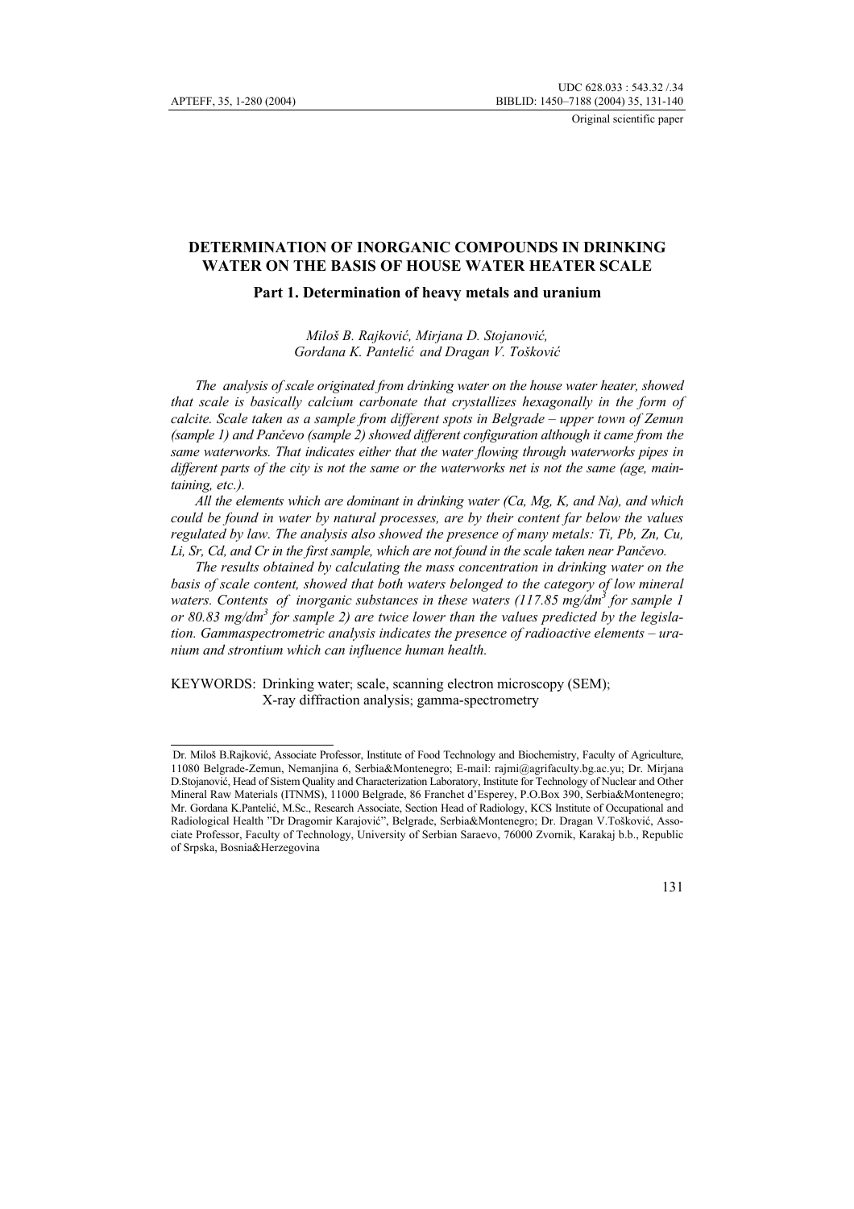UDC 628.033 : 543.32 /.34

BIBLID: 1450–7188 (2004) 35, 131-140

Original scientific paper

# DETERMINATION OF INORGANIC COMPOUNDS IN DRINKING WATER ON THE BASIS OF HOUSE WATER HEATER SCALE

## Part 1. Determination of heavy metals and uranium

*Miloš B. Rajković, Mirjana D. Stojanović, Gordana K. Pantelić and Dragan V. Tošković*

*The analysis of scale originated from drinking water on the house water heater, showed that scale is basically calcium carbonate that crystallizes hexagonally in the form of calcite. Scale taken as a sample from different spots in Belgrade – upper town of Zemun (sample 1) and Pančevo (sample 2) showed different configuration although it came from the same waterworks. That indicates either that the water flowing through waterworks pipes in different parts of the city is not the same or the waterworks net is not the same (age, maintaining, etc.).*

*All the elements which are dominant in drinking water (Ca, Mg, K, and Na), and which could be found in water by natural processes, are by their content far below the values regulated by law. The analysis also showed the presence of many metals: Ti, Pb, Zn, Cu, Li, Sr, Cd, and Cr in the first sample, which are not found in the scale taken near Pančevo.*

*The results obtained by calculating the mass concentration in drinking water on the basis of scale content, showed that both waters belonged to the category of low mineral waters. Contents of inorganic substances in these waters (117.85 mg/dm$^3$ for sample 1 or 80.83 mg/dm$^3$ for sample 2) are twice lower than the values predicted by the legislation. Gammaspectrometric analysis indicates the presence of radioactive elements – uranium and strontium which can influence human health.*

KEYWORDS: Drinking water; scale, scanning electron microscopy (SEM); X-ray diffraction analysis; gamma-spectrometry

---

Dr. Miloš B.Rajković, Associate Professor, Institute of Food Technology and Biochemistry, Faculty of Agriculture, 11080 Belgrade-Zemun, Nemanjina 6, Serbia&Montenegro; E-mail: rajmi@agrifaculty.bg.ac.yu; Dr. Mirjana D.Stojanović, Head of Sistem Quality and Characterization Laboratory, Institute for Technology of Nuclear and Other Mineral Raw Materials (ITNMS), 11000 Belgrade, 86 Franchet d'Esperey, P.O.Box 390, Serbia&Montenegro; Mr. Gordana K.Pantelić, M.Sc., Research Associate, Section Head of Radiology, KCS Institute of Occupational and Radiological Health "Dr Dragomir Karajović", Belgrade, Serbia&Montenegro; Dr. Dragan V.Tošković, Associate Professor, Faculty of Technology, University of Serbian Saraevo, 76000 Zvornik, Karakaj b.b., Republic of Srpska, Bosnia&Herzegovina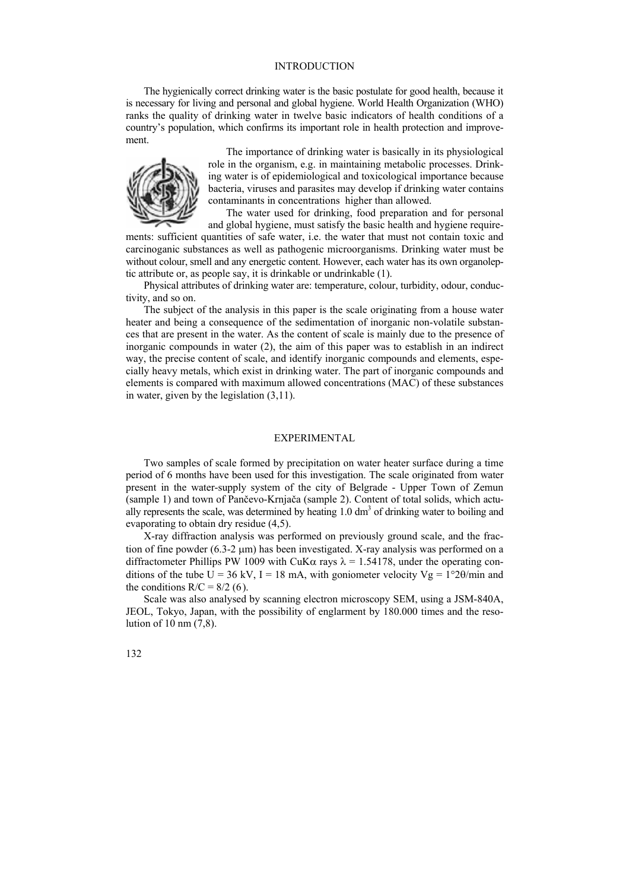## INTRODUCTION

The hygienically correct drinking water is the basic postulate for good health, because it is necessary for living and personal and global hygiene. World Health Organization (WHO) ranks the quality of drinking water in twelve basic indicators of health conditions of a country's population, which confirms its important role in health protection and improvement.

The importance of drinking water is basically in its physiological role in the organism, e.g. in maintaining metabolic processes. Drinking water is of epidemiological and toxicological importance because bacteria, viruses and parasites may develop if drinking water contains contaminants in concentrations higher than allowed.

The water used for drinking, food preparation and for personal and global hygiene, must satisfy the basic health and hygiene requirements: sufficient quantities of safe water, i.e. the water that must not contain toxic and carcinoganic substances as well as pathogenic microorganisms. Drinking water must be without colour, smell and any energetic content. However, each water has its own organoleptic attribute or, as people say, it is drinkable or undrinkable (1).

Physical attributes of drinking water are: temperature, colour, turbidity, odour, conductivity, and so on.

The subject of the analysis in this paper is the scale originating from a house water heater and being a consequence of the sedimentation of inorganic non-volatile substances that are present in the water. As the content of scale is mainly due to the presence of inorganic compounds in water (2), the aim of this paper was to establish in an indirect way, the precise content of scale, and identify inorganic compounds and elements, especially heavy metals, which exist in drinking water. The part of inorganic compounds and elements is compared with maximum allowed concentrations (MAC) of these substances in water, given by the legislation (3,11).

## EXPERIMENTAL

Two samples of scale formed by precipitation on water heater surface during a time period of 6 months have been used for this investigation. The scale originated from water present in the water-supply system of the city of Belgrade - Upper Town of Zemun (sample 1) and town of Pančevo-Krnjača (sample 2). Content of total solids, which actually represents the scale, was determined by heating 1.0 $dm^3$ of drinking water to boiling and evaporating to obtain dry residue (4,5).

X-ray diffraction analysis was performed on previously ground scale, and the fraction of fine powder (6.3-2 μm) has been investigated. X-ray analysis was performed on a diffractometer Phillips PW 1009 with CuKα rays $\lambda = 1.54178$, under the operating conditions of the tube $U = 36$ kV, $I = 18$ mA, with goniometer velocity $Vg = 1°2\theta$/min and the conditions $R/C = 8/2$ (6).

Scale was also analysed by scanning electron microscopy SEM, using a JSM-840A, JEOL, Tokyo, Japan, with the possibility of englarment by 180.000 times and the resolution of 10 nm (7,8).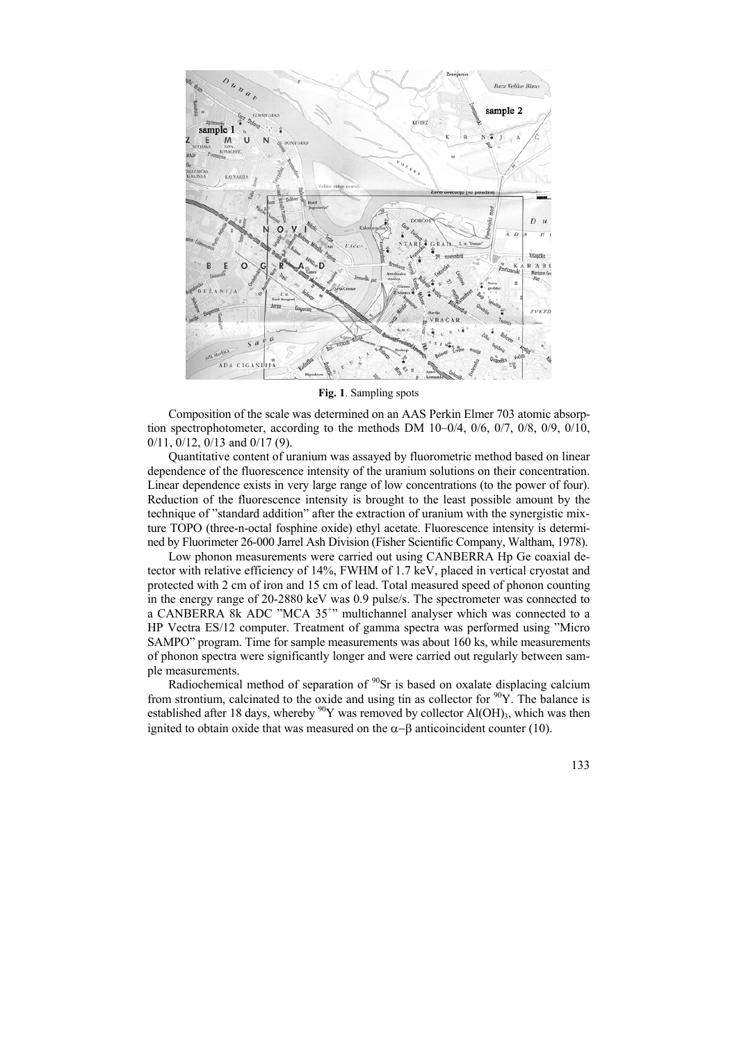**Fig. 1**. Sampling spots

Composition of the scale was determined on an AAS Perkin Elmer 703 atomic absorption spectrophotometer, according to the methods DM 10–0/4, 0/6, 0/7, 0/8, 0/9, 0/10, 0/11, 0/12, 0/13 and 0/17 (9).

Quantitative content of uranium was assayed by fluorometric method based on linear dependence of the fluorescence intensity of the uranium solutions on their concentration. Linear dependence exists in very large range of low concentrations (to the power of four). Reduction of the fluorescence intensity is brought to the least possible amount by the technique of "standard addition" after the extraction of uranium with the synergistic mixture TOPO (three-n-octal fosphine oxide) ethyl acetate. Fluorescence intensity is determined by Fluorimeter 26-000 Jarrel Ash Division (Fisher Scientific Company, Waltham, 1978).

Low phonon measurements were carried out using CANBERRA Hp Ge coaxial detector with relative efficiency of 14%, FWHM of 1.7 keV, placed in vertical cryostat and protected with 2 cm of iron and 15 cm of lead. Total measured speed of phonon counting in the energy range of 20-2880 keV was 0.9 pulse/s. The spectrometer was connected to a CANBERRA 8k ADC "MCA $35^{+}$" multichannel analyser which was connected to a HP Vectra ES/12 computer. Treatment of gamma spectra was performed using "Micro SAMPO" program. Time for sample measurements was about 160 ks, while measurements of phonon spectra were significantly longer and were carried out regularly between sample measurements.

Radiochemical method of separation of $^{90}Sr$ is based on oxalate displacing calcium from strontium, calcinated to the oxide and using tin as collector for $^{90}Y$. The balance is established after 18 days, whereby $^{90}Y$ was removed by collector $Al(OH)_3$, which was then ignited to obtain oxide that was measured on the $\alpha-\beta$ anticoincident counter (10).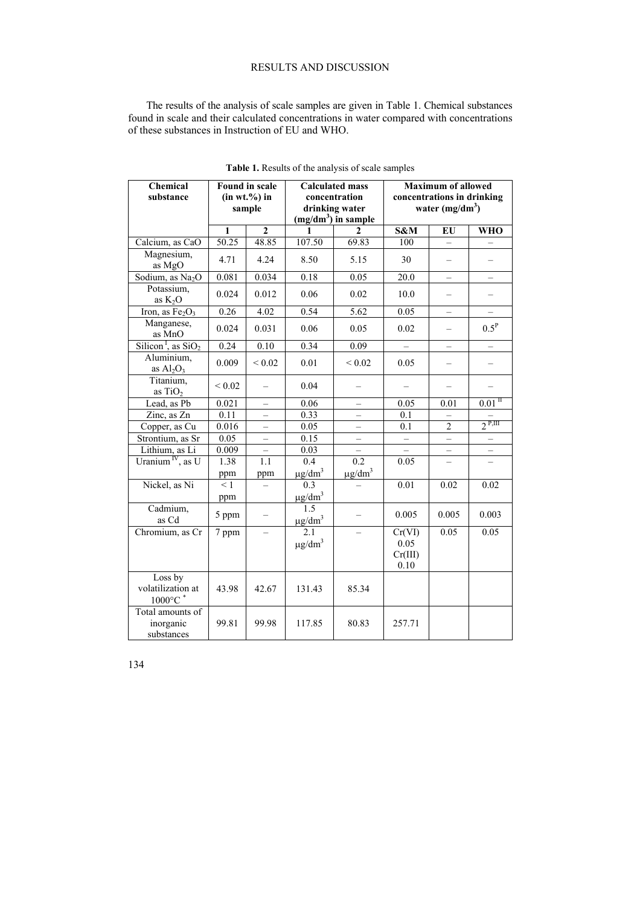## RESULTS AND DISCUSSION

The results of the analysis of scale samples are given in Table 1. Chemical substances found in scale and their calculated concentrations in water compared with concentrations of these substances in Instruction of EU and WHO.

**Table 1.** Results of the analysis of scale samples

| Chemical substance | Found in scale (in wt.%) in sample | | Calculated mass concentration drinking water ($mg/dm^3$) in sample | | Maximum of allowed concentrations in drinking water ($mg/dm^3$) | | |
|---|---|---|---|---|---|---|---|
| | **1** | **2** | **1** | **2** | **S&M** | **EU** | **WHO** |
| Calcium, as CaO | 50.25 | 48.85 | 107.50 | 69.83 | 100 | – | – |
| Magnesium, as MgO | 4.71 | 4.24 | 8.50 | 5.15 | 30 | – | – |
| Sodium, as $Na_2O$ | 0.081 | 0.034 | 0.18 | 0.05 | 20.0 | – | – |
| Potassium, as $K_2O$ | 0.024 | 0.012 | 0.06 | 0.02 | 10.0 | – | – |
| Iron, as $Fe_2O_3$ | 0.26 | 4.02 | 0.54 | 5.62 | 0.05 | – | – |
| Manganese, as MnO | 0.024 | 0.031 | 0.06 | 0.05 | 0.02 | – | 0.5[P] |
| Silicon[I], as $SiO_2$ | 0.24 | 0.10 | 0.34 | 0.09 | – | – | – |
| Aluminium, as $Al_2O_3$ | 0.009 | < 0.02 | 0.01 | < 0.02 | 0.05 | – | – |
| Titanium, as $TiO_2$ | < 0.02 | – | 0.04 | – | – | – | – |
| Lead, as Pb | 0.021 | – | 0.06 | – | 0.05 | 0.01 | 0.01[II] |
| Zinc, as Zn | 0.11 | – | 0.33 | – | 0.1 | – | – |
| Copper, as Cu | 0.016 | – | 0.05 | – | 0.1 | 2 | 2[P,III] |
| Strontium, as Sr | 0.05 | – | 0.15 | – | – | – | – |
| Lithium, as Li | 0.009 | – | 0.03 | – | – | – | – |
| Uranium[IV], as U | 1.38 ppm | 1.1 ppm | 0.4 $\mu g/dm^3$ | 0.2 $\mu g/dm^3$ | 0.05 | – | – |
| Nickel, as Ni | < 1 ppm | – | 0.3 $\mu g/dm^3$ | – | 0.01 | 0.02 | 0.02 |
| Cadmium, as Cd | 5 ppm | – | 1.5 $\mu g/dm^3$ | – | 0.005 | 0.005 | 0.003 |
| Chromium, as Cr | 7 ppm | – | 2.1 $\mu g/dm^3$ | – | Cr(VI) 0.05 Cr(III) 0.10 | 0.05 | 0.05 |
| Loss by volatilization at 1000°C * | 43.98 | 42.67 | 131.43 | 85.34 | | | |
| Total amounts of inorganic substances | 99.81 | 99.98 | 117.85 | 80.83 | 257.71 | | |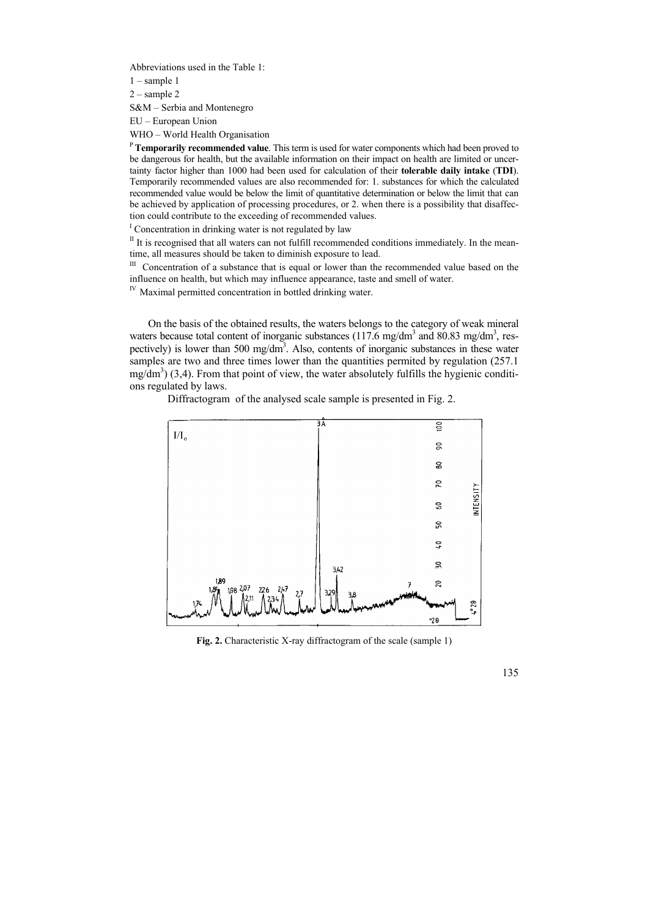Abbreviations used in the Table 1:

1 – sample 1

2 – sample 2

S&M – Serbia and Montenegro

EU – European Union

WHO – World Health Organisation

[P] **Temporarily recommended value**. This term is used for water components which had been proved to be dangerous for health, but the available information on their impact on health are limited or uncertainty factor higher than 1000 had been used for calculation of their **tolerable daily intake** (**TDI**). Temporarily recommended values are also recommended for: 1. substances for which the calculated recommended value would be below the limit of quantitative determination or below the limit that can be achieved by application of processing procedures, or 2. when there is a possibility that disaffection could contribute to the exceeding of recommended values.

[I] Concentration in drinking water is not regulated by law

[II] It is recognised that all waters can not fulfill recommended conditions immediately. In the meantime, all measures should be taken to diminish exposure to lead.

[III] Concentration of a substance that is equal or lower than the recommended value based on the influence on health, but which may influence appearance, taste and smell of water.

[IV] Maximal permitted concentration in bottled drinking water.

On the basis of the obtained results, the waters belongs to the category of weak mineral waters because total content of inorganic substances (117.6 mg/dm$^3$ and 80.83 mg/dm$^3$, respectively) is lower than 500 mg/dm$^3$. Also, contents of inorganic substances in these water samples are two and three times lower than the quantities permited by regulation (257.1 mg/dm$^3$) (3,4). From that point of view, the water absolutely fulfills the hygienic conditions regulated by laws.

Diffractogram of the analysed scale sample is presented in Fig. 2.

**Fig. 2.** Characteristic X-ray diffractogram of the scale (sample 1)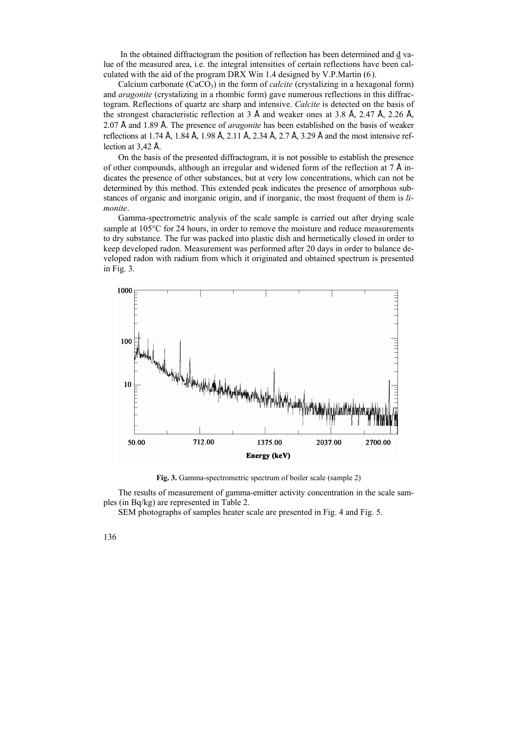In the obtained diffractogram the position of reflection has been determined and d value of the measured area, i.e. the integral intensities of certain reflections have been calculated with the aid of the program DRX Win 1.4 designed by V.P.Martin (6).

Calcium carbonate ($CaCO_3$) in the form of *calcite* (crystalizing in a hexagonal form) and *aragonite* (crystalizing in a rhombic form) gave numerous reflections in this diffractogram. Reflections of quartz are sharp and intensive. *Calcite* is detected on the basis of the strongest characteristic reflection at 3 Å and weaker ones at 3.8 Å, 2.47 Å, 2.26 Å, 2.07 Å and 1.89 Å. The presence of *aragonite* has been established on the basis of weaker reflections at 1.74 Å, 1.84 Å, 1.98 Å, 2.11 Å, 2.34 Å, 2.7 Å, 3.29 Å and the most intensive reflection at 3,42 Å.

On the basis of the presented diffractogram, it is not possible to establish the presence of other compounds, although an irregular and widened form of the reflection at 7 Å indicates the presence of other substances, but at very low concentrations, which can not be determined by this method. This extended peak indicates the presence of amorphous substances of organic and inorganic origin, and if inorganic, the most frequent of them is *limonite*.

Gamma-spectrometric analysis of the scale sample is carried out after drying scale sample at 105°C for 24 hours, in order to remove the moisture and reduce measurements to dry substance. The fur was packed into plastic dish and hermetically closed in order to keep developed radon. Measurement was performed after 20 days in order to balance developed radon with radium from which it originated and obtained spectrum is presented in Fig. 3.

**Fig. 3.** Gamma-spectrometric spectrum of boiler scale (sample 2)

The results of measurement of gamma-emitter activity concentration in the scale samples (in Bq/kg) are represented in Table 2.

SEM photographs of samples heater scale are presented in Fig. 4 and Fig. 5.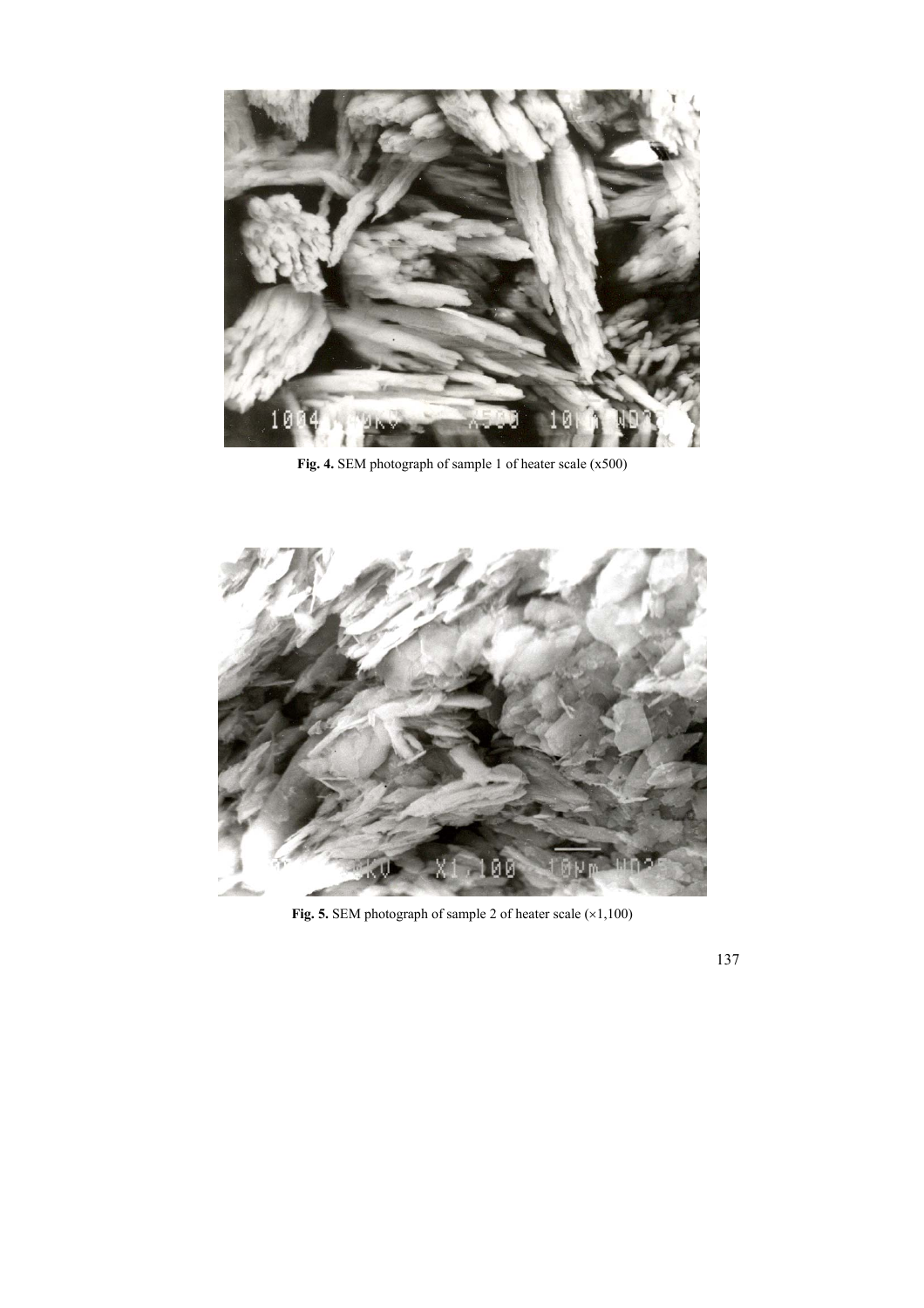**Fig. 4.** SEM photograph of sample 1 of heater scale (x500)

**Fig. 5.** SEM photograph of sample 2 of heater scale (×1,100)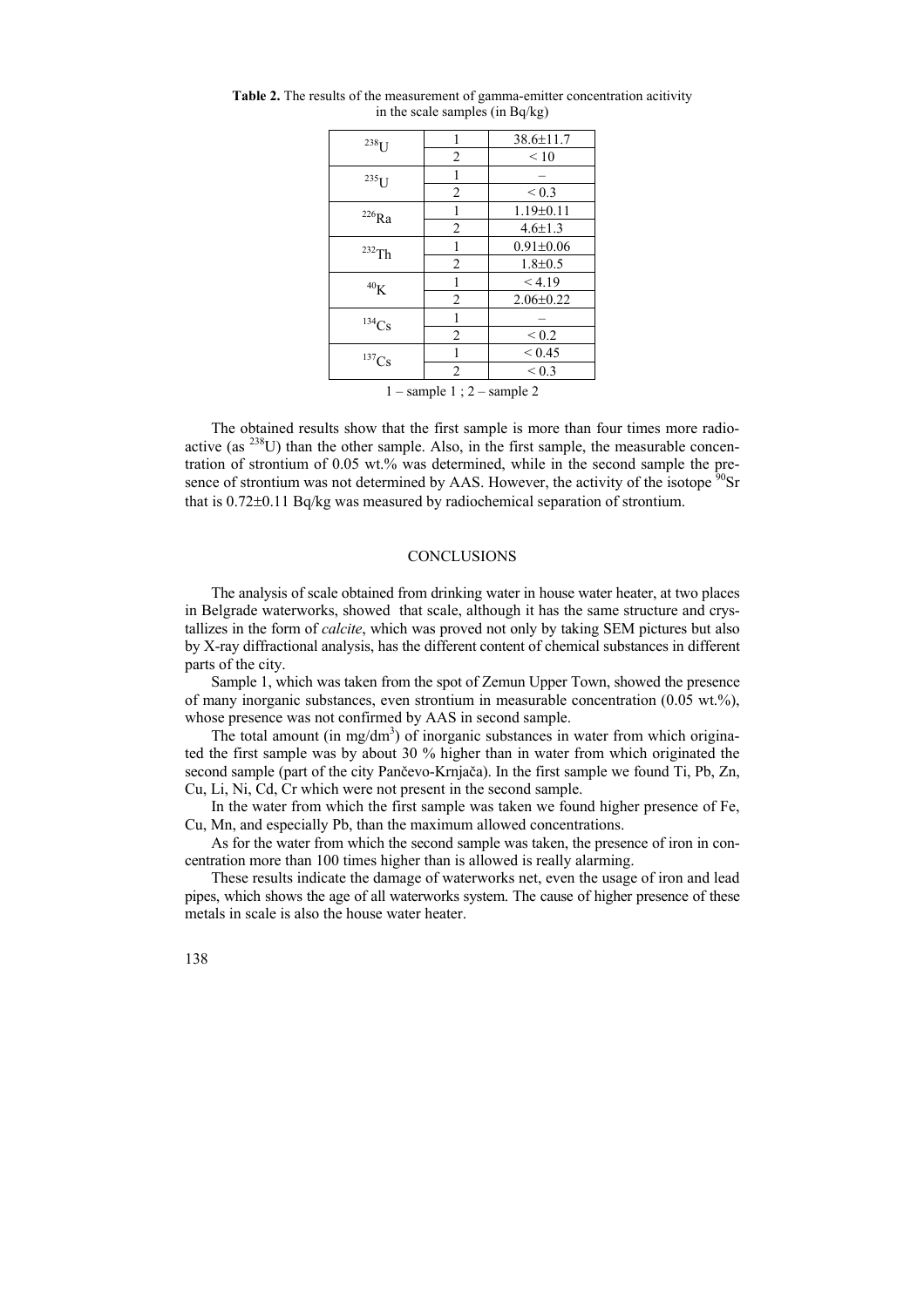**Table 2.** The results of the measurement of gamma-emitter concentration acitivity in the scale samples (in Bq/kg)

| | | |
|---|---|---|
| $^{238}U$ | 1 | 38.6±11.7 |
| | 2 | < 10 |
| $^{235}U$ | 1 | – |
| | 2 | < 0.3 |
| $^{226}Ra$ | 1 | 1.19±0.11 |
| | 2 | 4.6±1.3 |
| $^{232}Th$ | 1 | 0.91±0.06 |
| | 2 | 1.8±0.5 |
| $^{40}K$ | 1 | < 4.19 |
| | 2 | 2.06±0.22 |
| $^{134}Cs$ | 1 | – |
| | 2 | < 0.2 |
| $^{137}Cs$ | 1 | < 0.45 |
| | 2 | < 0.3 |

1 – sample 1 ; 2 – sample 2

The obtained results show that the first sample is more than four times more radioactive (as $^{238}U$) than the other sample. Also, in the first sample, the measurable concentration of strontium of 0.05 wt.% was determined, while in the second sample the presence of strontium was not determined by AAS. However, the activity of the isotope $^{90}Sr$ that is 0.72±0.11 Bq/kg was measured by radiochemical separation of strontium.

## CONCLUSIONS

The analysis of scale obtained from drinking water in house water heater, at two places in Belgrade waterworks, showed that scale, although it has the same structure and crystallizes in the form of *calcite*, which was proved not only by taking SEM pictures but also by X-ray diffractional analysis, has the different content of chemical substances in different parts of the city.

Sample 1, which was taken from the spot of Zemun Upper Town, showed the presence of many inorganic substances, even strontium in measurable concentration (0.05 wt.%), whose presence was not confirmed by AAS in second sample.

The total amount (in $mg/dm^3$) of inorganic substances in water from which originated the first sample was by about 30 % higher than in water from which originated the second sample (part of the city Pančevo-Krnjača). In the first sample we found Ti, Pb, Zn, Cu, Li, Ni, Cd, Cr which were not present in the second sample.

In the water from which the first sample was taken we found higher presence of Fe, Cu, Mn, and especially Pb, than the maximum allowed concentrations.

As for the water from which the second sample was taken, the presence of iron in concentration more than 100 times higher than is allowed is really alarming.

These results indicate the damage of waterworks net, even the usage of iron and lead pipes, which shows the age of all waterworks system. The cause of higher presence of these metals in scale is also the house water heater.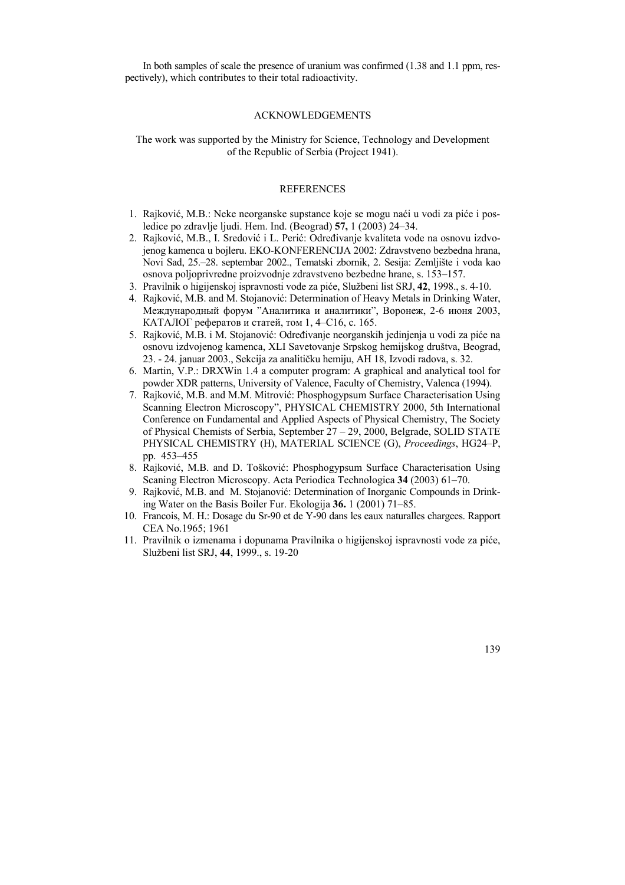In both samples of scale the presence of uranium was confirmed (1.38 and 1.1 ppm, respectively), which contributes to their total radioactivity.

## ACKNOWLEDGEMENTS

The work was supported by the Ministry for Science, Technology and Development of the Republic of Serbia (Project 1941).

## REFERENCES

1. Rajković, M.B.: Neke neorganske supstance koje se mogu naći u vodi za piće i posledice po zdravlje ljudi. Hem. Ind. (Beograd) **57,** 1 (2003) 24–34.
2. Rajković, M.B., I. Sredović i L. Perić: Određivanje kvaliteta vode na osnovu izdvojenog kamenca u bojleru. EKO-KONFERENCIJA 2002: Zdravstveno bezbedna hrana, Novi Sad, 25.–28. septembar 2002., Tematski zbornik, 2. Sesija: Zemljište i voda kao osnova poljoprivredne proizvodnje zdravstveno bezbedne hrane, s. 153–157.
3. Pravilnik o higijenskoj ispravnosti vode za piće, Službeni list SRJ, **42**, 1998., s. 4-10.
4. Rajković, M.B. and M. Stojanović: Determination of Heavy Metals in Drinking Water, Международный форум "Аналитика и аналитики", Воронеж, 2-6 июня 2003, КАТАЛОГ рефератов и статей, том 1, 4–С16, с. 165.
5. Rajković, M.B. i M. Stojanović: Određivanje neorganskih jedinjenja u vodi za piće na osnovu izdvojenog kamenca, XLI Savetovanje Srpskog hemijskog društva, Beograd, 23. - 24. januar 2003., Sekcija za analitičku hemiju, AH 18, Izvodi radova, s. 32.
6. Martin, V.P.: DRXWin 1.4 a computer program: A graphical and analytical tool for powder XDR patterns, University of Valence, Faculty of Chemistry, Valenca (1994).
7. Rajković, M.B. and M.M. Mitrović: Phosphogypsum Surface Characterisation Using Scanning Electron Microscopy", PHYSICAL CHEMISTRY 2000, 5th International Conference on Fundamental and Applied Aspects of Physical Chemistry, The Society of Physical Chemists of Serbia, September 27 – 29, 2000, Belgrade, SOLID STATE PHYSICAL CHEMISTRY (H), MATERIAL SCIENCE (G), *Proceedings*, HG24–P, pp. 453–455
8. Rajković, M.B. and D. Tošković: Phosphogypsum Surface Characterisation Using Scaning Electron Microscopy. Acta Periodica Technologica **34** (2003) 61–70.
9. Rajković, M.B. and M. Stojanović: Determination of Inorganic Compounds in Drinking Water on the Basis Boiler Fur. Ekologija **36.** 1 (2001) 71–85.
10. Francois, M. H.: Dosage du Sr-90 et de Y-90 dans les eaux naturalles chargees. Rapport CEA No.1965; 1961
11. Pravilnik o izmenama i dopunama Pravilnika o higijenskoj ispravnosti vode za piće, Službeni list SRJ, **44**, 1999., s. 19-20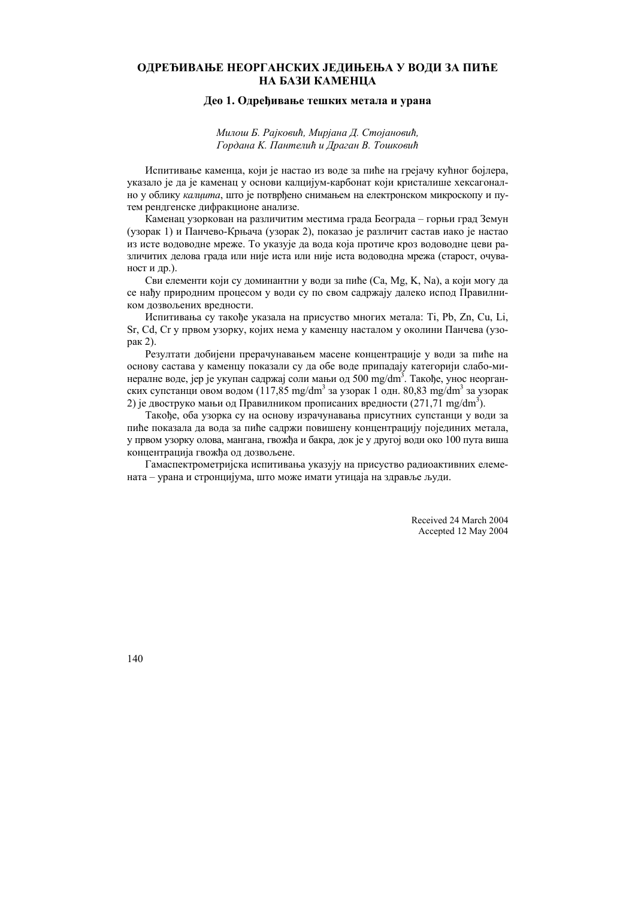## ОДРЕЂИВАЊЕ НЕОРГАНСКИХ ЈЕДИЊЕЊА У ВОДИ ЗА ПИЋЕ НА БАЗИ КАМЕНЦА

### Део 1. Одређивање тешких метала и урана

*Милош Б. Рајковић, Мирјана Д. Стојановић, Гордана К. Пантелић и Драган В. Тошковић*

Испитивање каменца, који је настао из воде за пиће на грејачу кућног бојлера, указало је да је каменац у основи калцијум-карбонат који кристалише хексагонално у облику *калцита*, што је потврђено снимањем на електронском микроскопу и путем рендгенске дифракционе анализе.

Каменац узоркован на различитим местима града Београда – горњи град Земун (узорак 1) и Панчево-Крњача (узорак 2), показао је различит састав иако је настао из исте водоводне мреже. То указује да вода која протиче кроз водоводне цеви различитих делова града или није иста или није иста водоводна мрежа (старост, очуваност и др.).

Сви елементи који су доминантни у води за пиће (Ca, Mg, K, Na), а који могу да се нађу природним процесом у води су по свом садржају далеко испод Правилником дозвољених вредности.

Испитивања су такође указала на присуство многих метала: Ti, Pb, Zn, Cu, Li, Sr, Cd, Cr у првом узорку, којих нема у каменцу насталом у околини Панчева (узорак 2).

Резултати добијени прерачунавањем масене концентрације у води за пиће на основу састава у каменцу показали су да обе воде припадају категорији слабо-минералне воде, јер је укупан садржај соли мањи од 500 mg/dm$^3$. Такође, унос неорганских супстанци овом водом (117,85 mg/dm$^3$ за узорак 1 одн. 80,83 mg/dm$^3$ за узорак 2) је двоструко мањи од Правилником прописаних вредности (271,71 mg/dm$^3$).

Такође, оба узорка су на основу израчунавања присутних супстанци у води за пиће показала да вода за пиће садржи повишену концентрацију појединих метала, у првом узорку олова, мангана, гвожђа и бакра, док је у другој води око 100 пута виша концентрација гвожђа од дозвољене.

Гамаспектрометријска испитивања указују на присуство радиоактивних елемената – урана и стронцијума, што може имати утицаја на здравље људи.

Received 24 March 2004
Accepted 12 May 2004